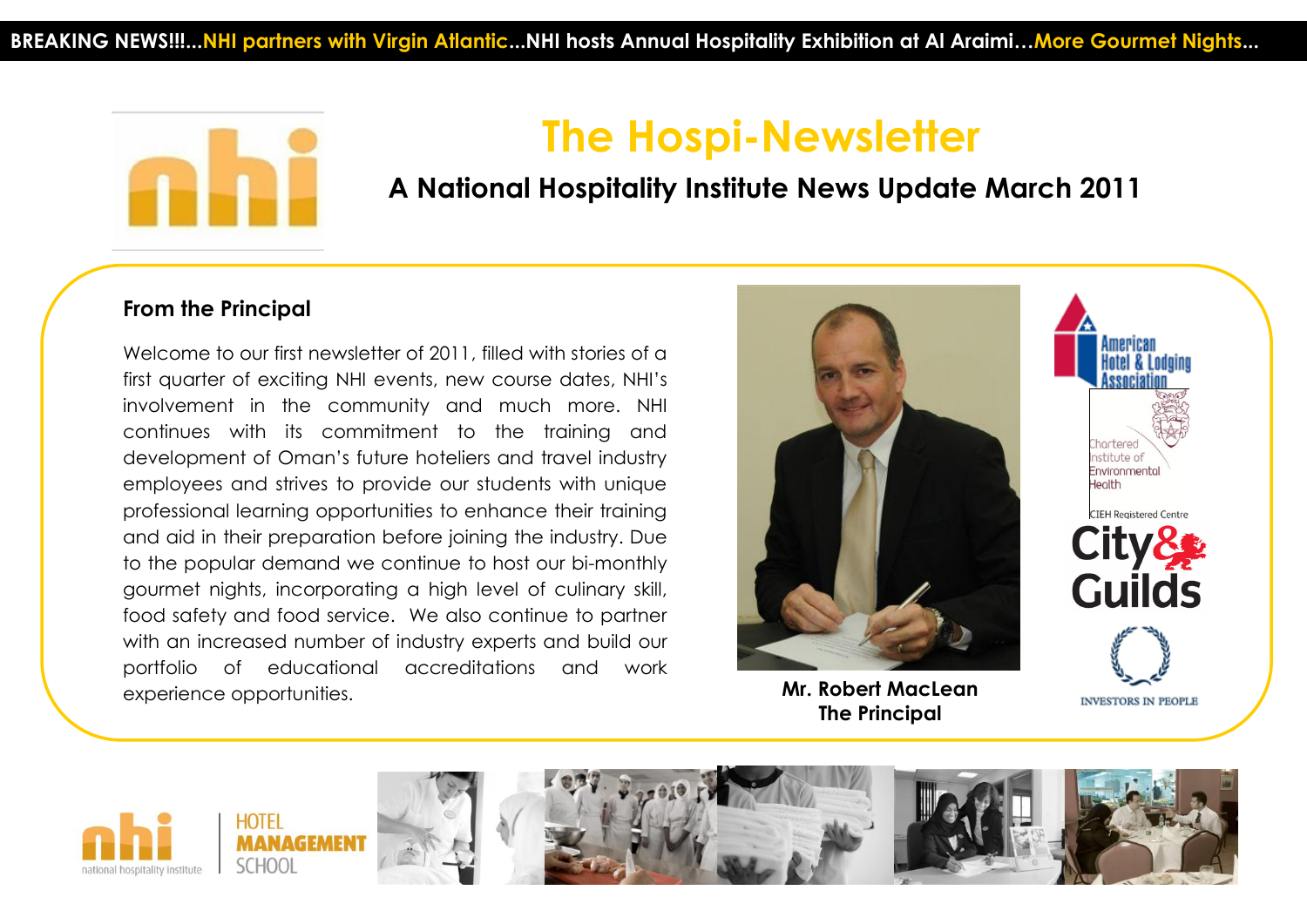BREAKING NEWS!!!...NHI partners with Virgin Atlantic...NHI hosts Annual Hospitality Exhibition at Al Araimi…More Gourmet Nights...

# The Hospi-Newsletter

## A National Hospitality Institute News Update March 2011

### From the Principal

Welcome to our first newsletter of 2011, filled with stories of a first quarter of exciting NHI events, new course dates, NHI's involvement in the community and much more. NHI continues with its commitment to the training and development of Oman's future hoteliers and travel industry employees and strives to provide our students with unique professional learning opportunities to enhance their training and aid in their preparation before joining the industry. Due to the popular demand we continue to host our bi-monthly gourmet nights, incorporating a high level of culinary skill, food safety and food service. We also continue to partner with an increased number of industry experts and build our portfolio of educational accreditations and work experience opportunities.

**Mr. Robert MacLean**
**The Principal**

American Hotel & Lodging Association

Chartered Institute of Environmental Health

CIEH Registered Centre

City & Guilds

INVESTORS IN PEOPLE

national hospitality institute

HOTEL MANAGEMENT SCHOOL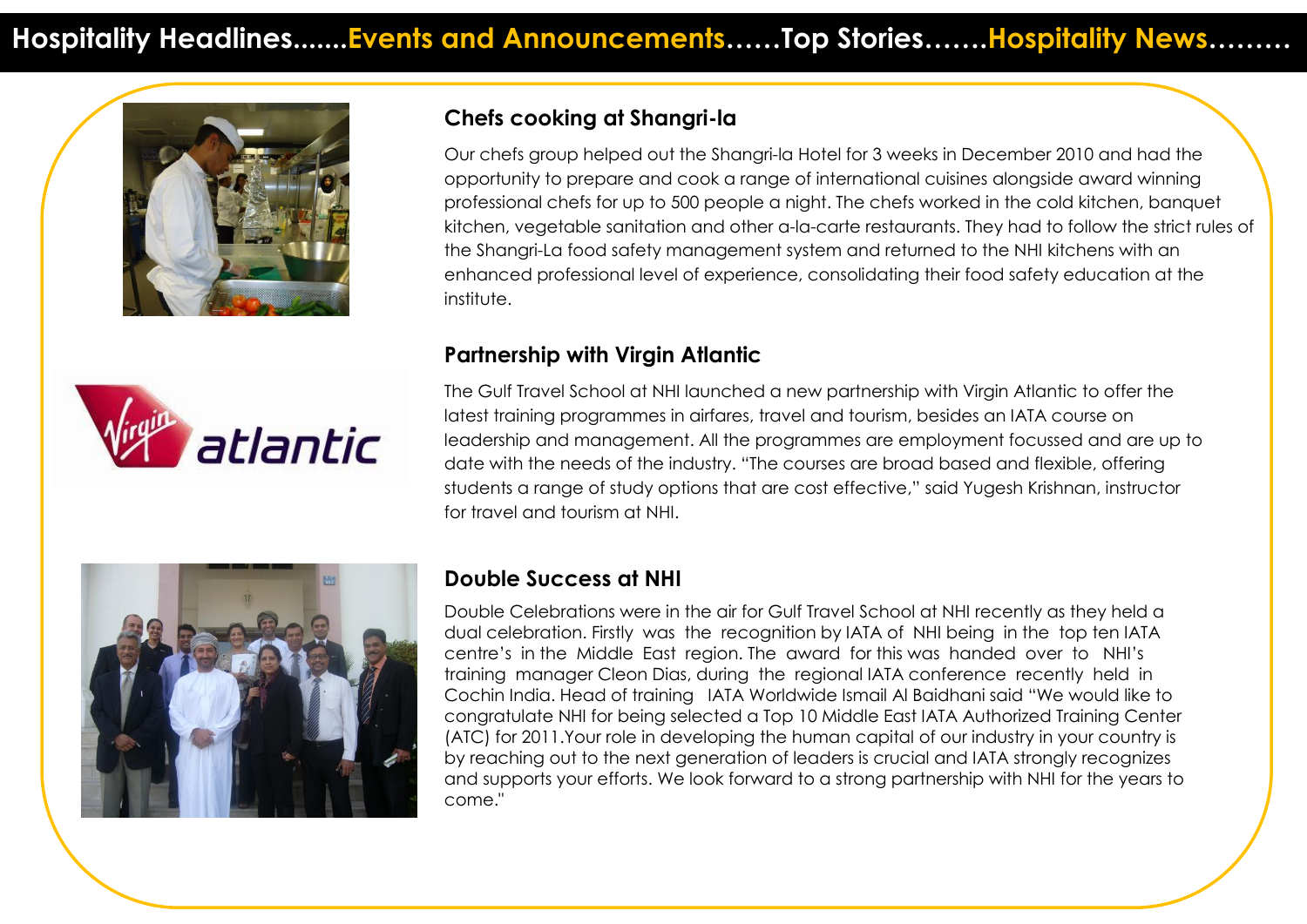Hospitality Headlines.......Events and Announcements......Top Stories.......Hospitality News.........

## Chefs cooking at Shangri-la

Our chefs group helped out the Shangri-la Hotel for 3 weeks in December 2010 and had the opportunity to prepare and cook a range of international cuisines alongside award winning professional chefs for up to 500 people a night. The chefs worked in the cold kitchen, banquet kitchen, vegetable sanitation and other a-la-carte restaurants. They had to follow the strict rules of the Shangri-La food safety management system and returned to the NHI kitchens with an enhanced professional level of experience, consolidating their food safety education at the institute.

## Partnership with Virgin Atlantic

The Gulf Travel School at NHI launched a new partnership with Virgin Atlantic to offer the latest training programmes in airfares, travel and tourism, besides an IATA course on leadership and management. All the programmes are employment focussed and are up to date with the needs of the industry. "The courses are broad based and flexible, offering students a range of study options that are cost effective," said Yugesh Krishnan, instructor for travel and tourism at NHI.

## Double Success at NHI

Double Celebrations were in the air for Gulf Travel School at NHI recently as they held a dual celebration. Firstly was the recognition by IATA of NHI being in the top ten IATA centre's in the Middle East region. The award for this was handed over to NHI's training manager Cleon Dias, during the regional IATA conference recently held in Cochin India. Head of training IATA Worldwide Ismail Al Baidhani said "We would like to congratulate NHI for being selected a Top 10 Middle East IATA Authorized Training Center (ATC) for 2011.Your role in developing the human capital of our industry in your country is by reaching out to the next generation of leaders is crucial and IATA strongly recognizes and supports your efforts. We look forward to a strong partnership with NHI for the years to come."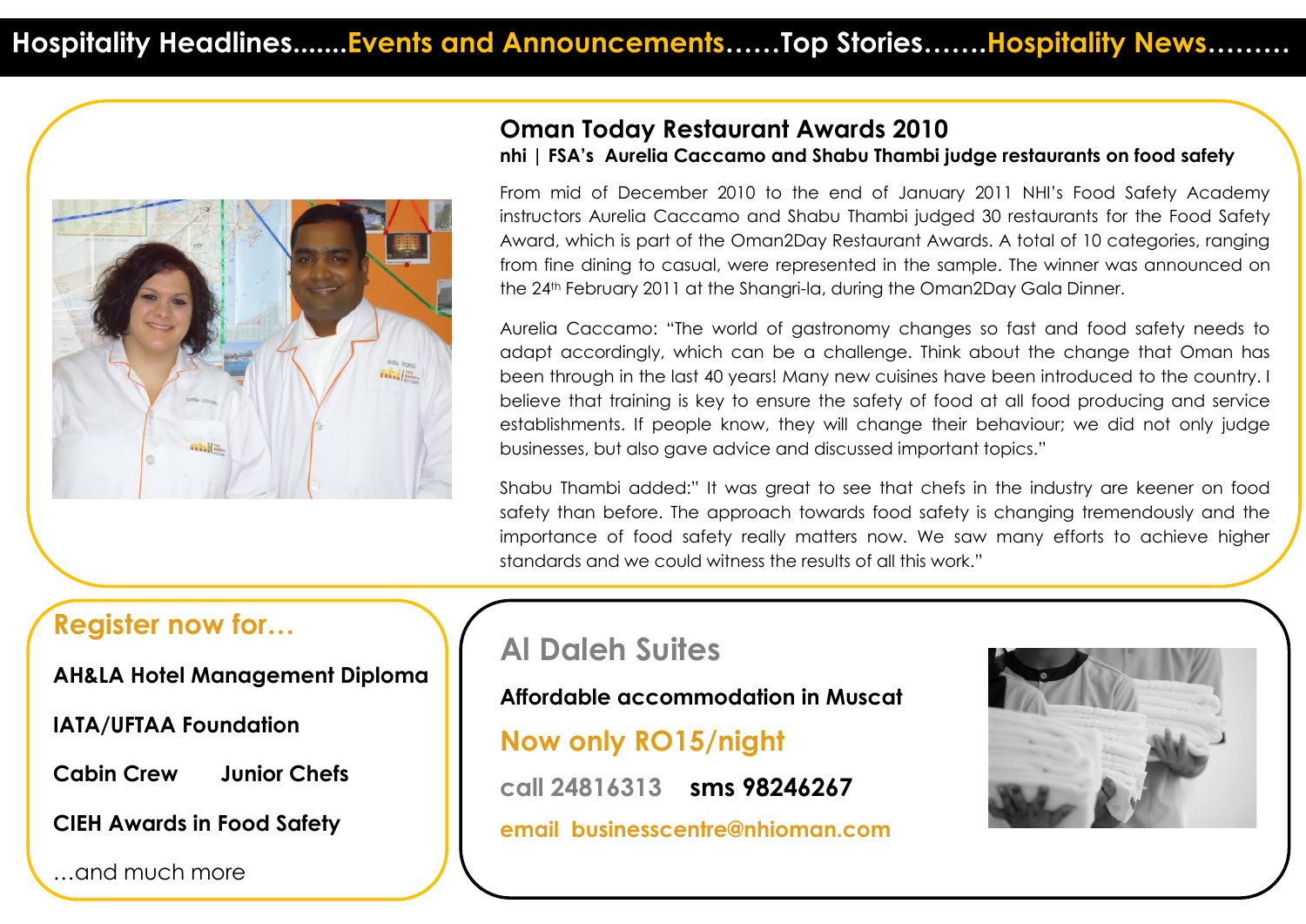Hospitality Headlines.......Events and Announcements……Top Stories…….Hospitality News………

## Oman Today Restaurant Awards 2010

**nhi | FSA's Aurelia Caccamo and Shabu Thambi judge restaurants on food safety**

From mid of December 2010 to the end of January 2011 NHI's Food Safety Academy instructors Aurelia Caccamo and Shabu Thambi judged 30 restaurants for the Food Safety Award, which is part of the Oman2Day Restaurant Awards. A total of 10 categories, ranging from fine dining to casual, were represented in the sample. The winner was announced on the 24th February 2011 at the Shangri-la, during the Oman2Day Gala Dinner.

Aurelia Caccamo: "The world of gastronomy changes so fast and food safety needs to adapt accordingly, which can be a challenge. Think about the change that Oman has been through in the last 40 years! Many new cuisines have been introduced to the country. I believe that training is key to ensure the safety of food at all food producing and service establishments. If people know, they will change their behaviour; we did not only judge businesses, but also gave advice and discussed important topics."

Shabu Thambi added:" It was great to see that chefs in the industry are keener on food safety than before. The approach towards food safety is changing tremendously and the importance of food safety really matters now. We saw many efforts to achieve higher standards and we could witness the results of all this work."

## Register now for…

**AH&LA Hotel Management Diploma**

**IATA/UFTAA Foundation**

**Cabin Crew** **Junior Chefs**

**CIEH Awards in Food Safety**

…and much more

## Al Daleh Suites

**Affordable accommodation in Muscat**

**Now only RO15/night**

**call 24816313** **sms 98246267**

**email businesscentre@nhioman.com**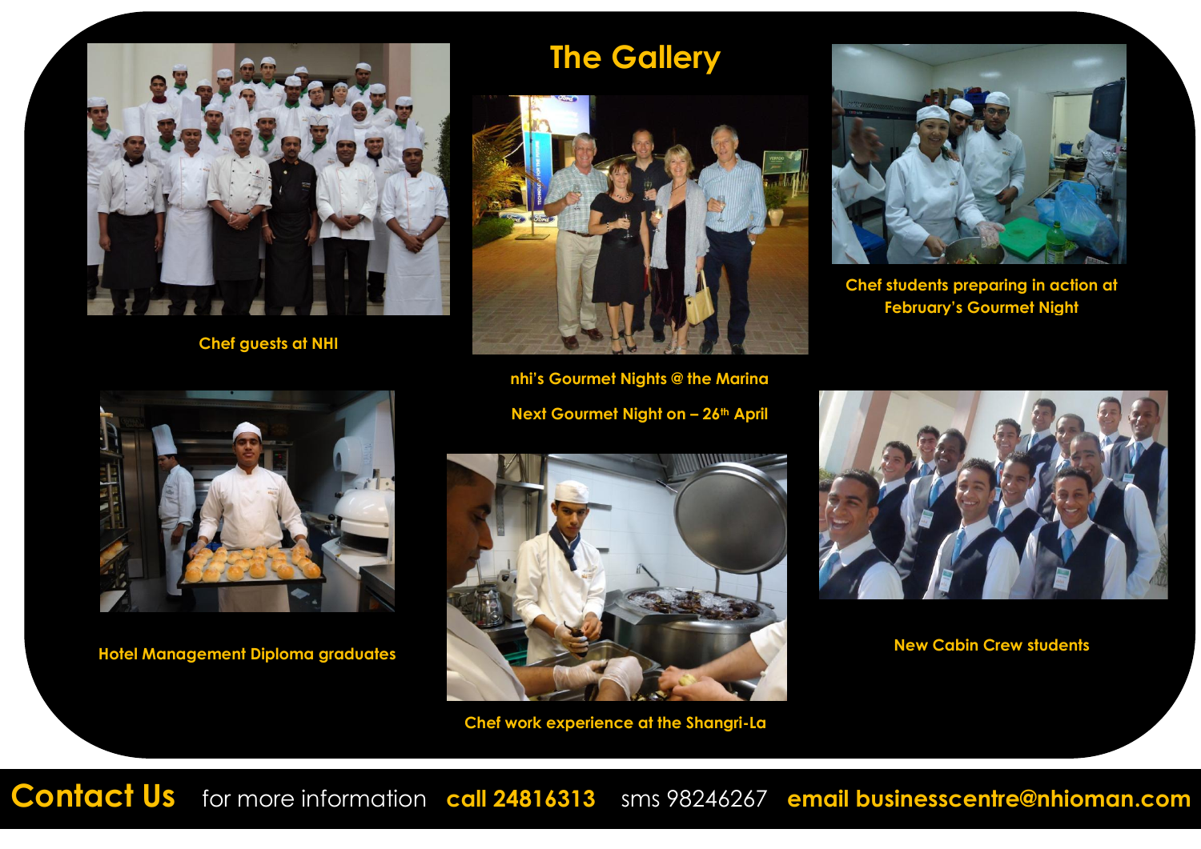# The Gallery

Chef guests at NHI

nhi's Gourmet Nights @ the Marina

Next Gourmet Night on – 26th April

Chef students preparing in action at February's Gourmet Night

Hotel Management Diploma graduates

Chef work experience at the Shangri-La

New Cabin Crew students

**Contact Us** for more information **call 24816313** sms 98246267 **email businesscentre@nhioman.com**